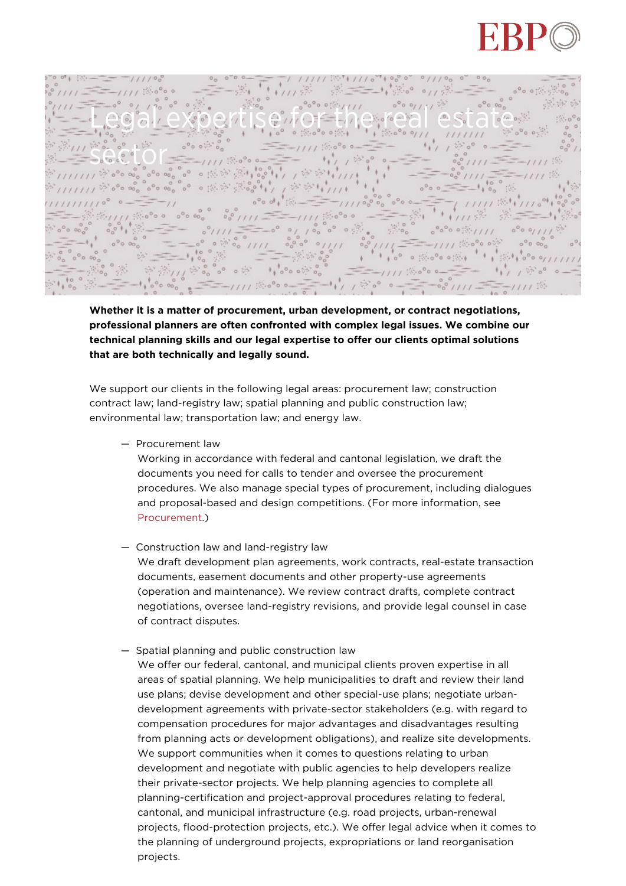# Legal expertise for the real estate sector

**Whether it is a matter of procurement, urban development, or contract negotiations, professional planners are often confronted with complex legal issues. We combine our technical planning skills and our legal expertise to offer our clients optimal solutions that are both technically and legally sound.**

We support our clients in the following legal areas: procurement law; construction contract law; land-registry law; spatial planning and public construction law; environmental law; transportation law; and energy law.

- Procurement law
  Working in accordance with federal and cantonal legislation, we draft the documents you need for calls to tender and oversee the procurement procedures. We also manage special types of procurement, including dialogues and proposal-based and design competitions. (For more information, see Procurement.)

- Construction law and land-registry law
  We draft development plan agreements, work contracts, real-estate transaction documents, easement documents and other property-use agreements (operation and maintenance). We review contract drafts, complete contract negotiations, oversee land-registry revisions, and provide legal counsel in case of contract disputes.

- Spatial planning and public construction law
  We offer our federal, cantonal, and municipal clients proven expertise in all areas of spatial planning. We help municipalities to draft and review their land use plans; devise development and other special-use plans; negotiate urban-development agreements with private-sector stakeholders (e.g. with regard to compensation procedures for major advantages and disadvantages resulting from planning acts or development obligations), and realize site developments. We support communities when it comes to questions relating to urban development and negotiate with public agencies to help developers realize their private-sector projects. We help planning agencies to complete all planning-certification and project-approval procedures relating to federal, cantonal, and municipal infrastructure (e.g. road projects, urban-renewal projects, flood-protection projects, etc.). We offer legal advice when it comes to the planning of underground projects, expropriations or land reorganisation projects.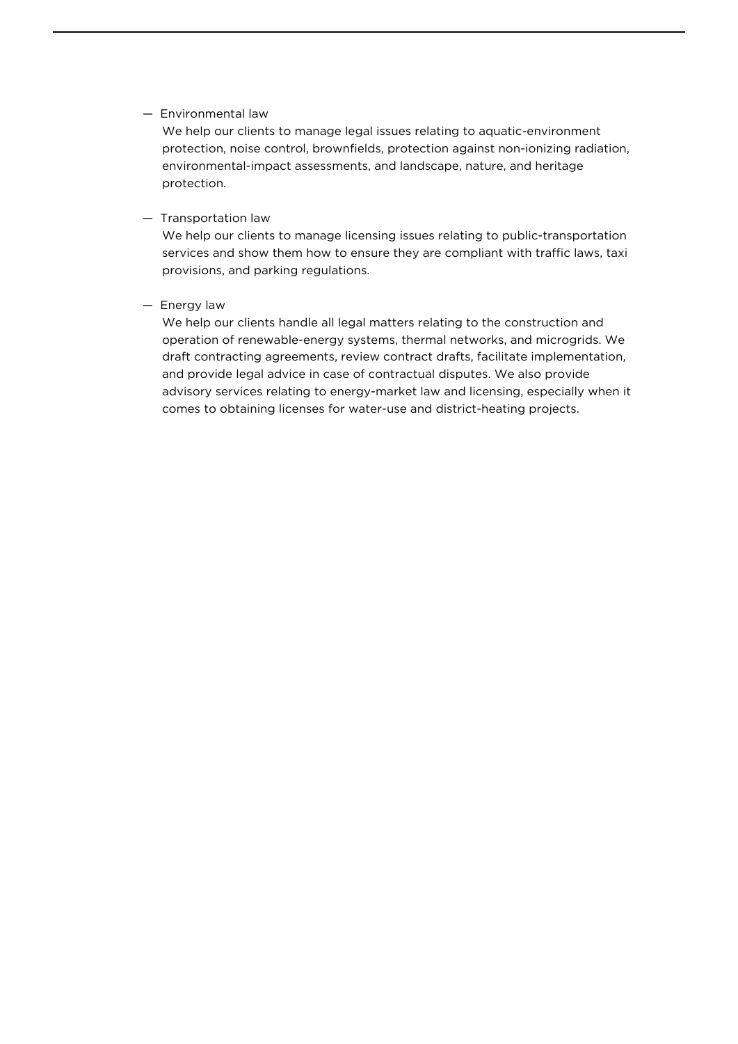- Environmental law

  We help our clients to manage legal issues relating to aquatic-environment protection, noise control, brownfields, protection against non-ionizing radiation, environmental-impact assessments, and landscape, nature, and heritage protection.

- Transportation law

  We help our clients to manage licensing issues relating to public-transportation services and show them how to ensure they are compliant with traffic laws, taxi provisions, and parking regulations.

- Energy law

  We help our clients handle all legal matters relating to the construction and operation of renewable-energy systems, thermal networks, and microgrids. We draft contracting agreements, review contract drafts, facilitate implementation, and provide legal advice in case of contractual disputes. We also provide advisory services relating to energy-market law and licensing, especially when it comes to obtaining licenses for water-use and district-heating projects.